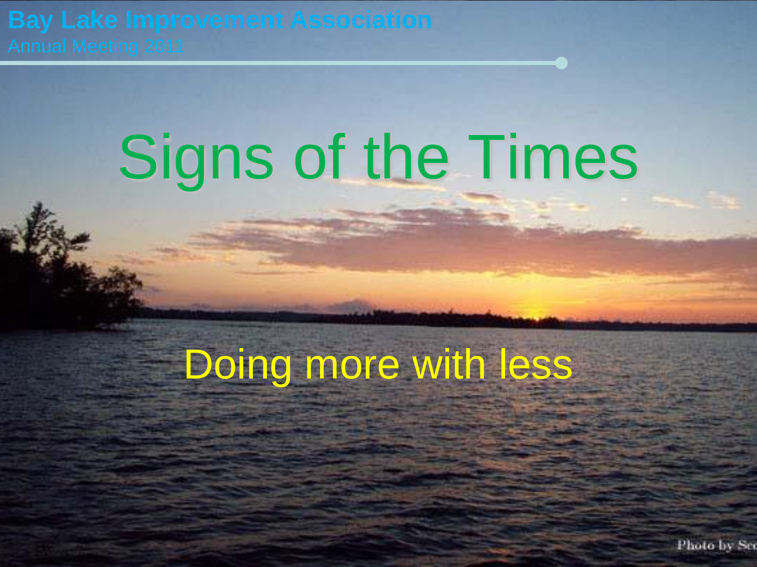Bay Lake Improvement Association

Annual Meeting 2011

# Signs of the Times

Doing more with less

Photo by Sc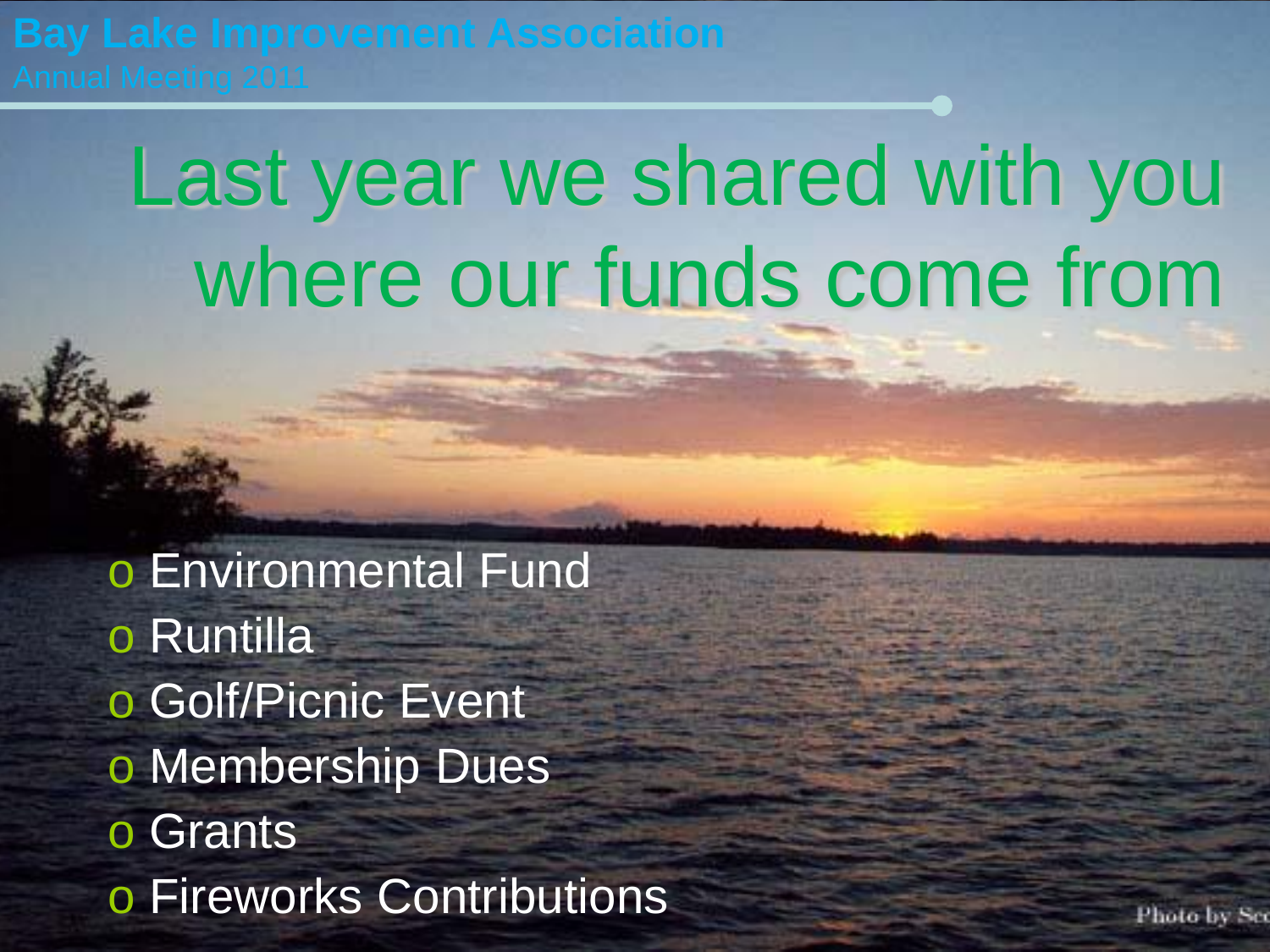# Last year we shared with you where our funds come from

- Environmental Fund
- Runtilla
- Golf/Picnic Event
- Membership Dues
- Grants
- Fireworks Contributions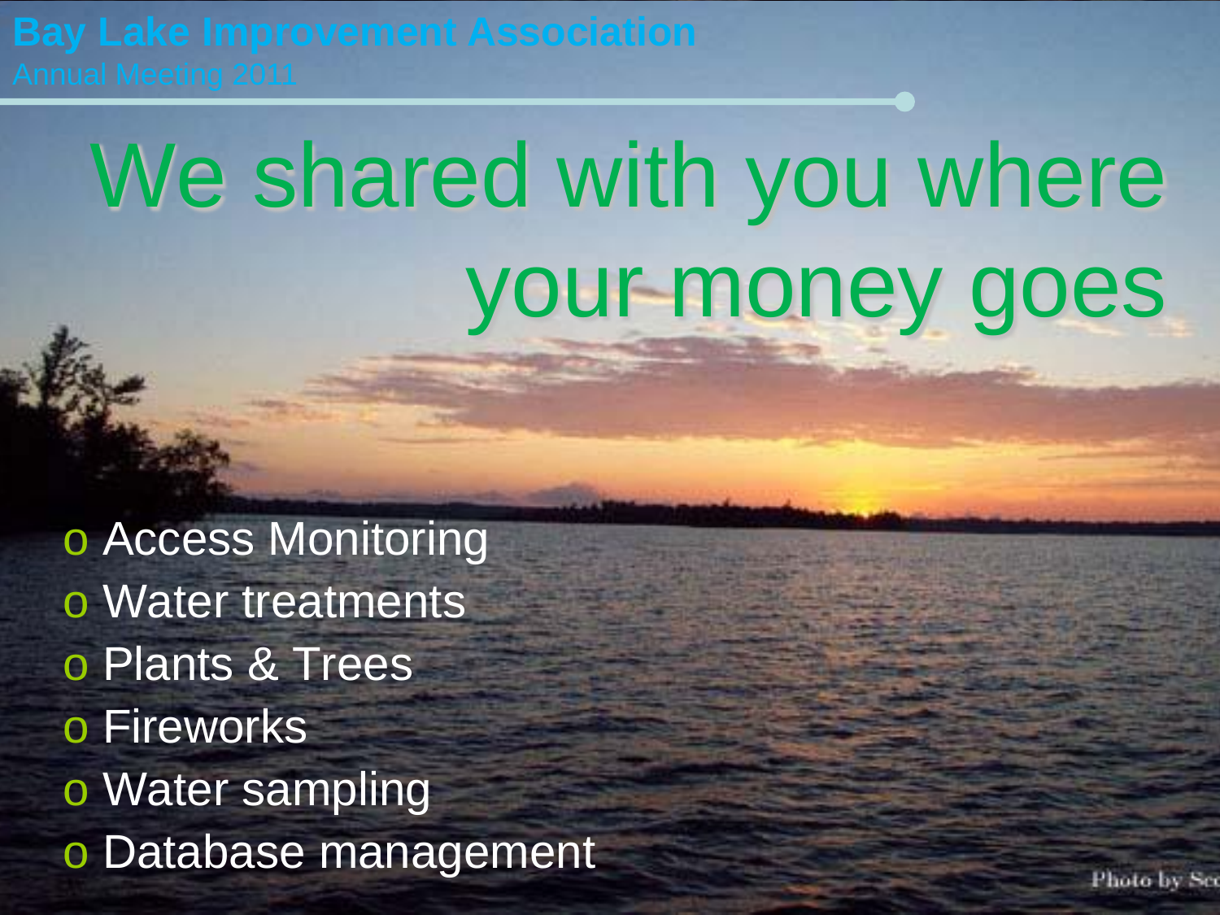Bay Lake Improvement Association
Annual Meeting 2011

# We shared with you where your money goes

- Access Monitoring
- Water treatments
- Plants & Trees
- Fireworks
- Water sampling
- Database management

Photo by Sco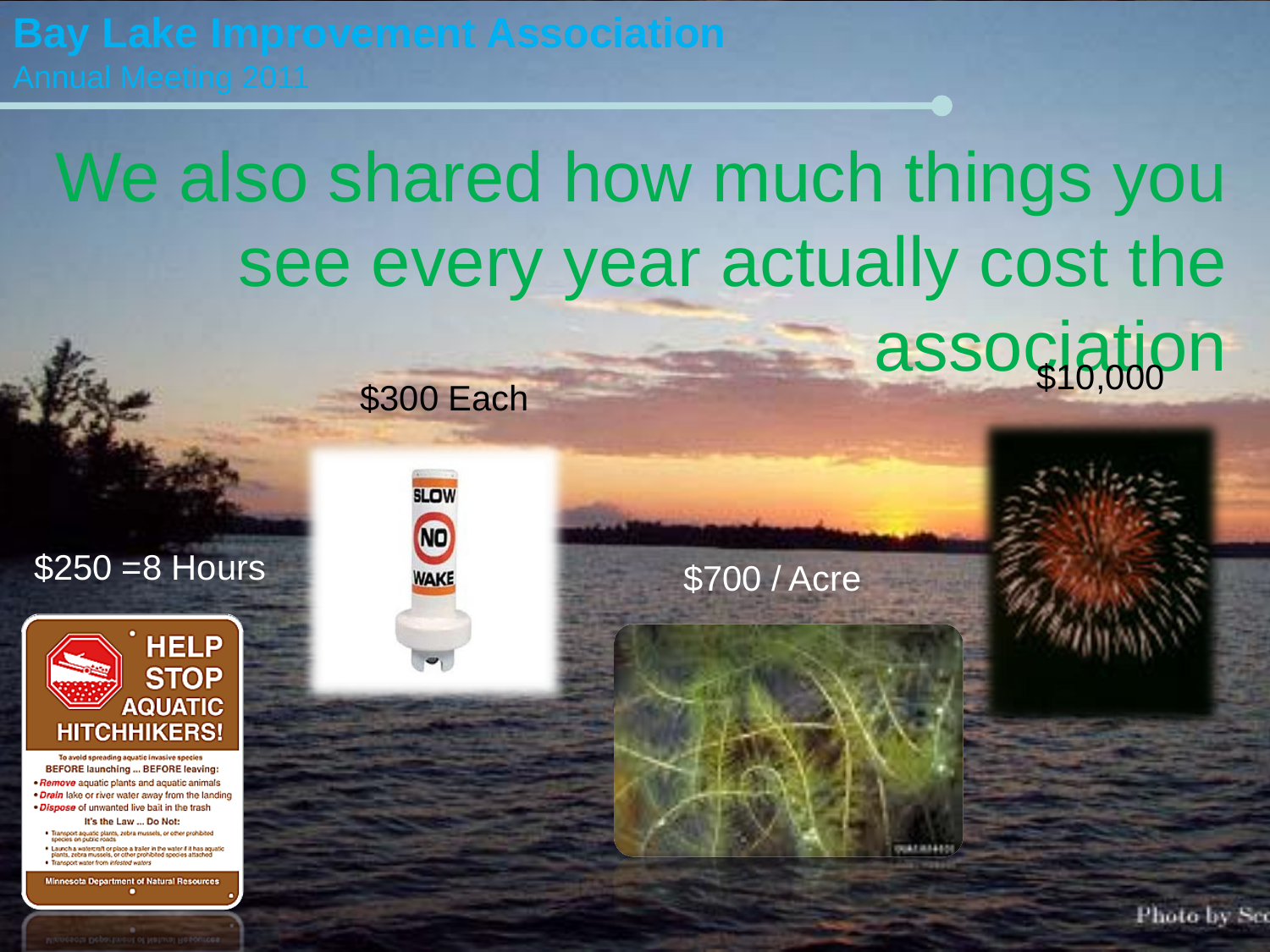# We also shared how much things you see every year actually cost the association

$300 Each

$10,000

$250 =8 Hours

$700 / Acre

HELP STOP AQUATIC HITCHHIKERS!

To avoid spreading aquatic invasive species

BEFORE launching ... BEFORE leaving:

- Remove aquatic plants and aquatic animals
- Drain lake or river water away from the landing
- Dispose of unwanted live bait in the trash

It's the Law ... Do Not:

- Transport aquatic plants, zebra mussels, or other prohibited species on public roads
- Launch a watercraft or place a trailer in the water if it has aquatic plants, zebra mussels, or other prohibited species attached
- Transport water from infested waters

Minnesota Department of Natural Resources

SLOW NO WAKE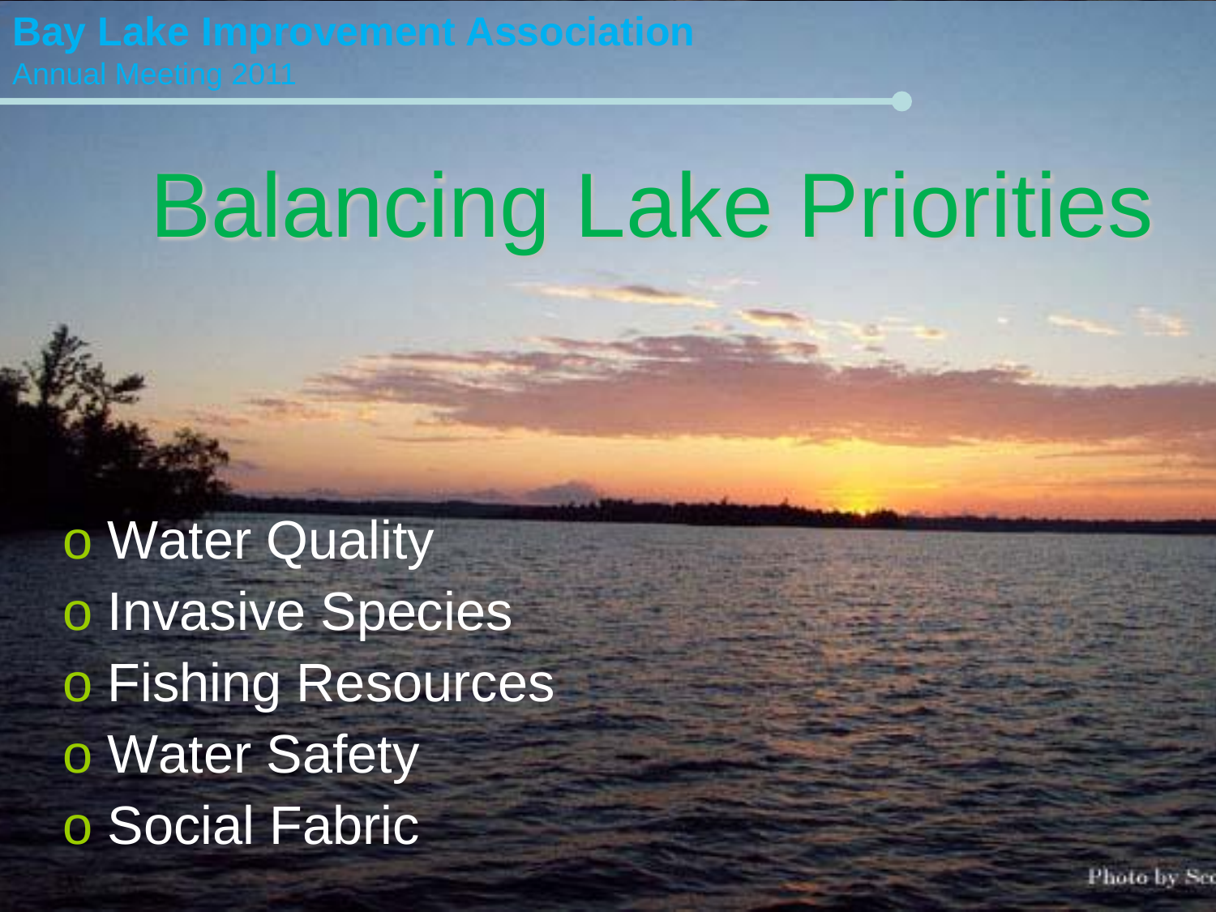# Balancing Lake Priorities

- Water Quality
- Invasive Species
- Fishing Resources
- Water Safety
- Social Fabric

Photo by Sco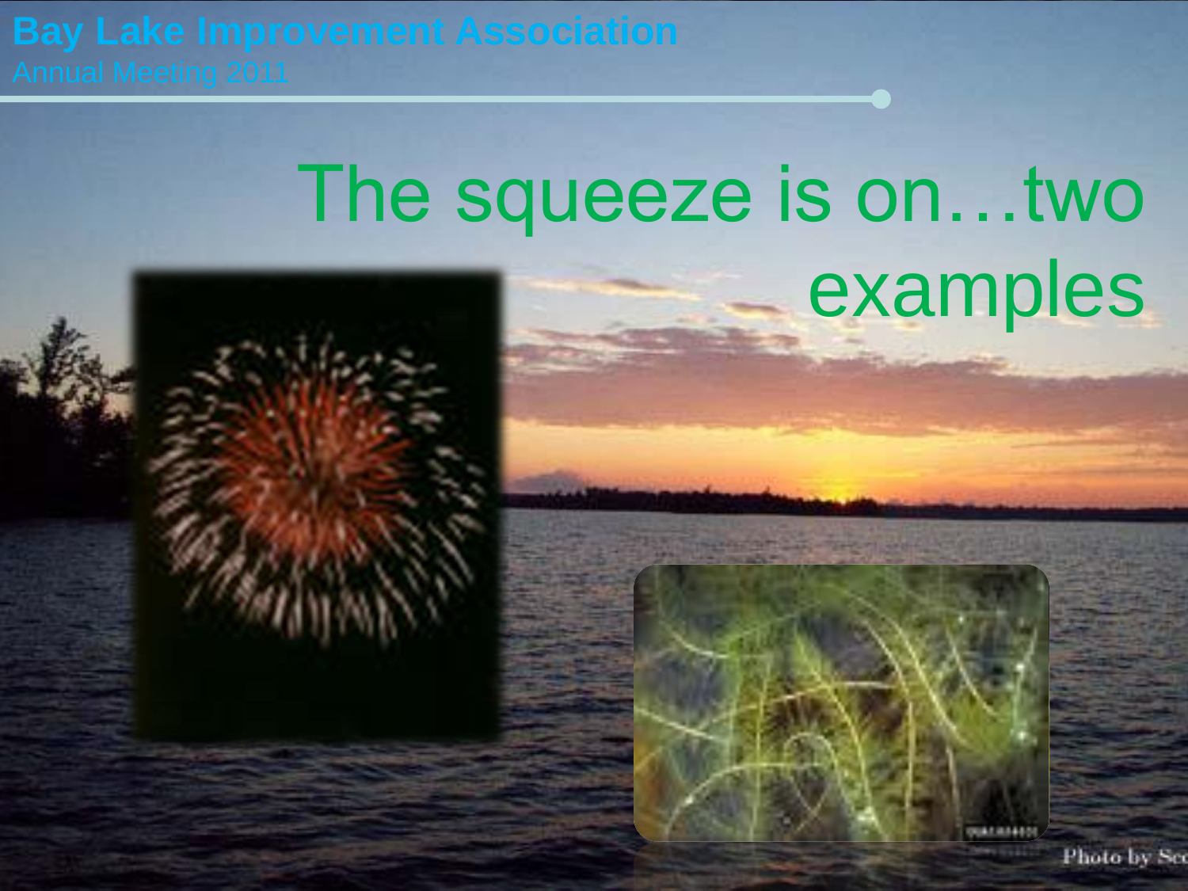# The squeeze is on…two examples

Photo by Sco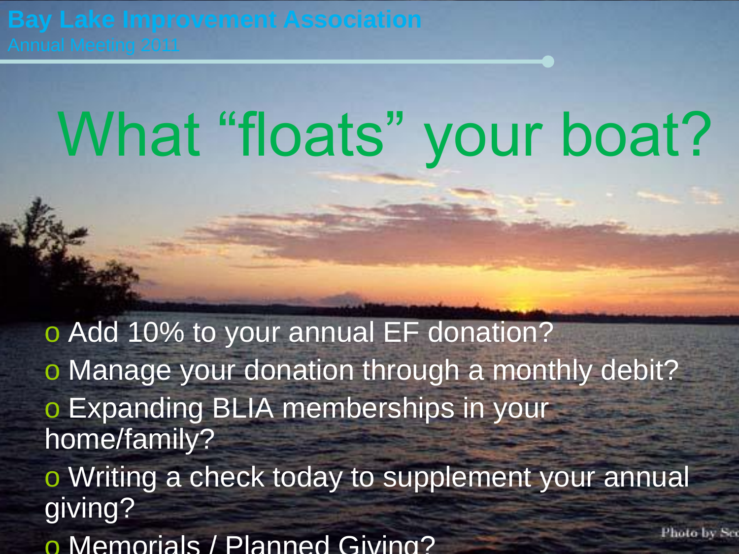Bay Lake Improvement Association
Annual Meeting 2011

# What “floats” your boat?

- Add 10% to your annual EF donation?
- Manage your donation through a monthly debit?
- Expanding BLIA memberships in your home/family?
- Writing a check today to supplement your annual giving?
- Memorials / Planned Giving?

Photo by Sco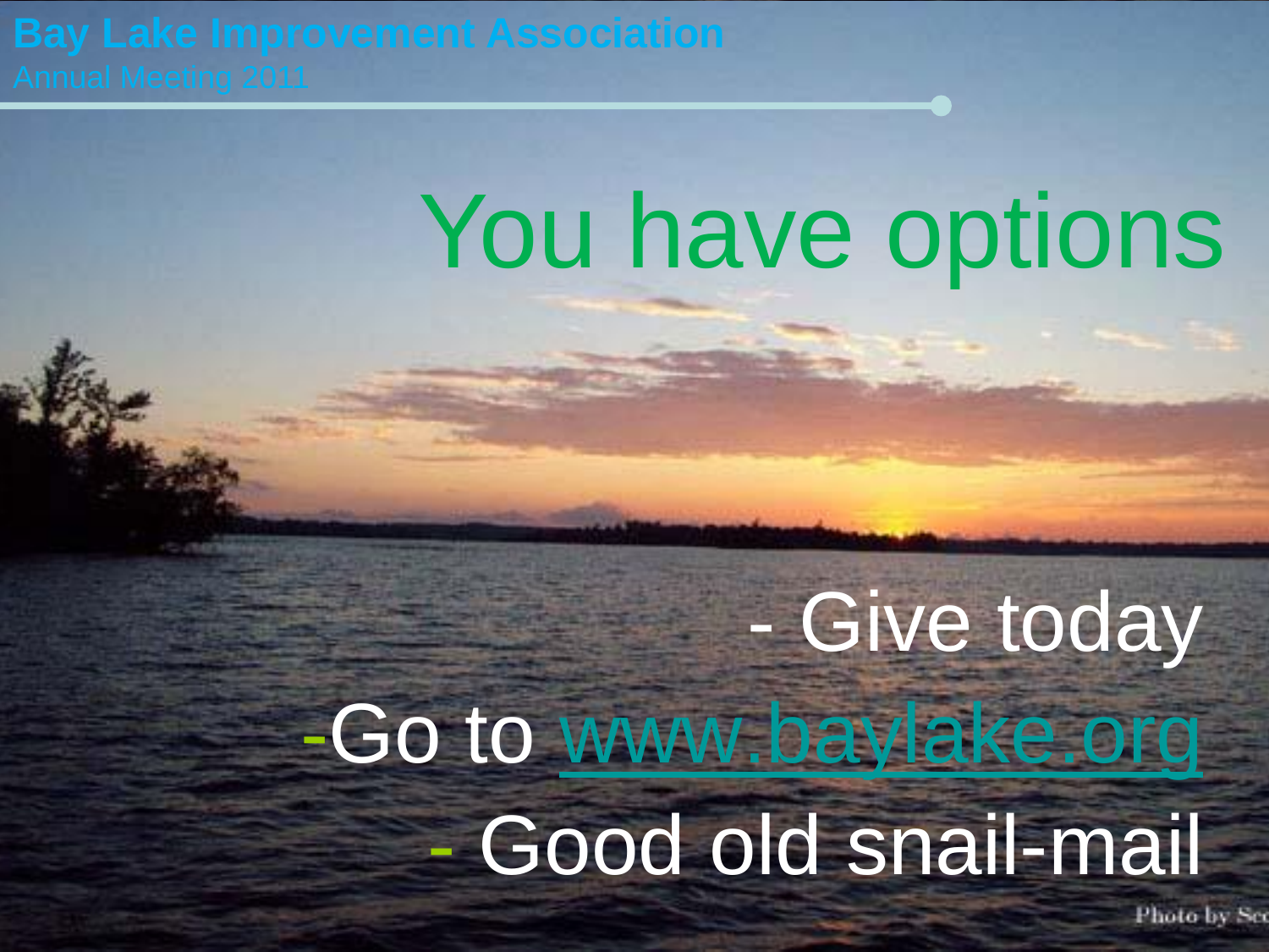**Bay Lake Improvement Association**
Annual Meeting 2011

# You have options

- Give today
- Go to [www.baylake.org](http://www.baylake.org)
- Good old snail-mail

Photo by Sc